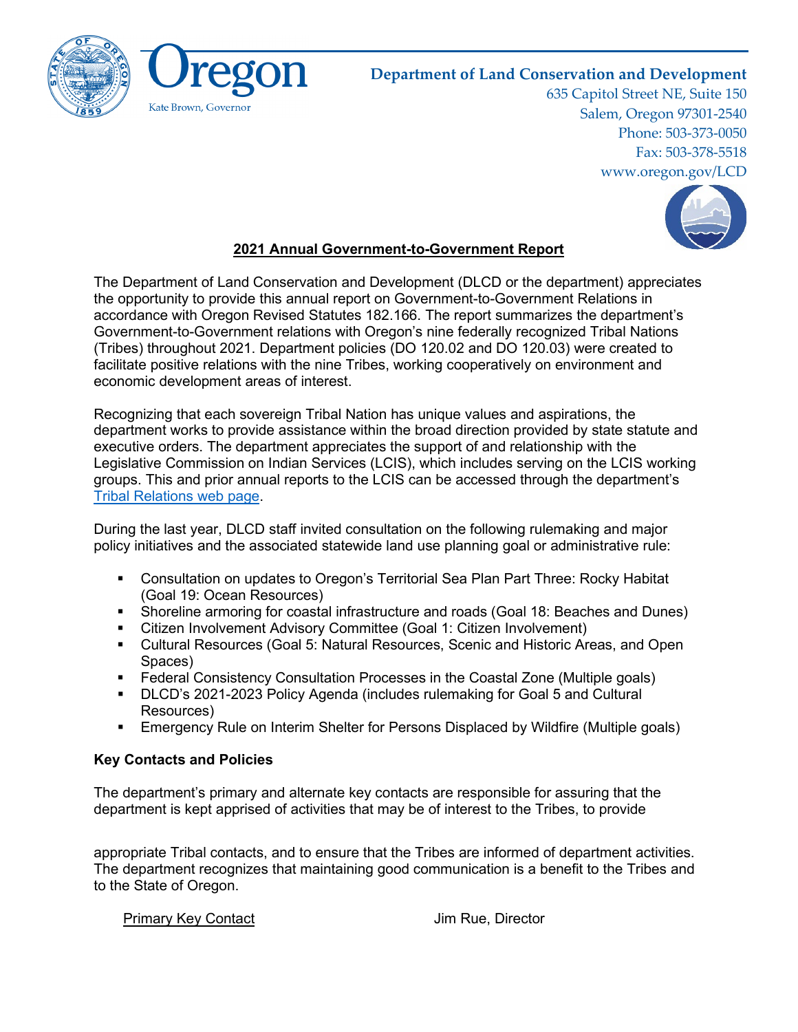Oregon

Kate Brown, Governor

**Department of Land Conservation and Development**
635 Capitol Street NE, Suite 150
Salem, Oregon 97301-2540
Phone: 503-373-0050
Fax: 503-378-5518
www.oregon.gov/LCD

## 2021 Annual Government-to-Government Report

The Department of Land Conservation and Development (DLCD or the department) appreciates the opportunity to provide this annual report on Government-to-Government Relations in accordance with Oregon Revised Statutes 182.166. The report summarizes the department's Government-to-Government relations with Oregon's nine federally recognized Tribal Nations (Tribes) throughout 2021. Department policies (DO 120.02 and DO 120.03) were created to facilitate positive relations with the nine Tribes, working cooperatively on environment and economic development areas of interest.

Recognizing that each sovereign Tribal Nation has unique values and aspirations, the department works to provide assistance within the broad direction provided by state statute and executive orders. The department appreciates the support of and relationship with the Legislative Commission on Indian Services (LCIS), which includes serving on the LCIS working groups. This and prior annual reports to the LCIS can be accessed through the department's Tribal Relations web page.

During the last year, DLCD staff invited consultation on the following rulemaking and major policy initiatives and the associated statewide land use planning goal or administrative rule:

- Consultation on updates to Oregon's Territorial Sea Plan Part Three: Rocky Habitat (Goal 19: Ocean Resources)
- Shoreline armoring for coastal infrastructure and roads (Goal 18: Beaches and Dunes)
- Citizen Involvement Advisory Committee (Goal 1: Citizen Involvement)
- Cultural Resources (Goal 5: Natural Resources, Scenic and Historic Areas, and Open Spaces)
- Federal Consistency Consultation Processes in the Coastal Zone (Multiple goals)
- DLCD's 2021-2023 Policy Agenda (includes rulemaking for Goal 5 and Cultural Resources)
- Emergency Rule on Interim Shelter for Persons Displaced by Wildfire (Multiple goals)

### Key Contacts and Policies

The department's primary and alternate key contacts are responsible for assuring that the department is kept apprised of activities that may be of interest to the Tribes, to provide appropriate Tribal contacts, and to ensure that the Tribes are informed of department activities. The department recognizes that maintaining good communication is a benefit to the Tribes and to the State of Oregon.

Primary Key Contact — Jim Rue, Director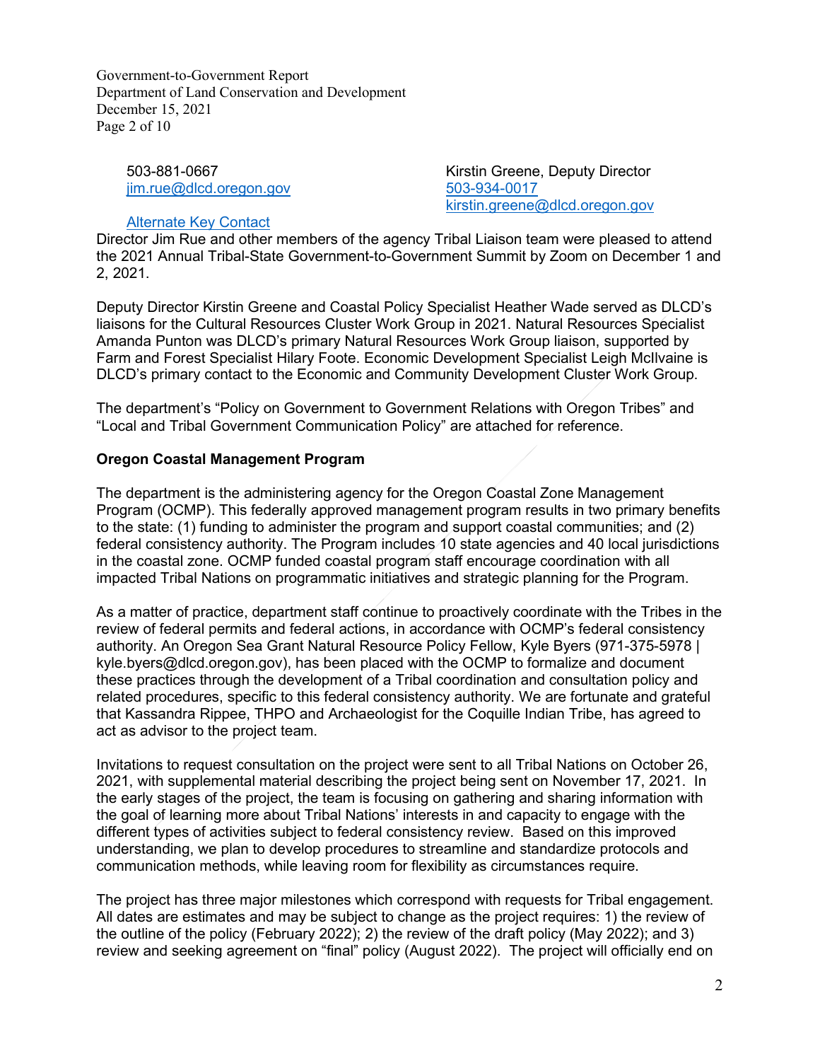503-881-0667
jim.rue@dlcd.oregon.gov

Kirstin Greene, Deputy Director
503-934-0017
kirstin.greene@dlcd.oregon.gov

Alternate Key Contact

Director Jim Rue and other members of the agency Tribal Liaison team were pleased to attend the 2021 Annual Tribal-State Government-to-Government Summit by Zoom on December 1 and 2, 2021.

Deputy Director Kirstin Greene and Coastal Policy Specialist Heather Wade served as DLCD's liaisons for the Cultural Resources Cluster Work Group in 2021. Natural Resources Specialist Amanda Punton was DLCD's primary Natural Resources Work Group liaison, supported by Farm and Forest Specialist Hilary Foote. Economic Development Specialist Leigh McIlvaine is DLCD's primary contact to the Economic and Community Development Cluster Work Group.

The department's "Policy on Government to Government Relations with Oregon Tribes" and "Local and Tribal Government Communication Policy" are attached for reference.

**Oregon Coastal Management Program**

The department is the administering agency for the Oregon Coastal Zone Management Program (OCMP). This federally approved management program results in two primary benefits to the state: (1) funding to administer the program and support coastal communities; and (2) federal consistency authority. The Program includes 10 state agencies and 40 local jurisdictions in the coastal zone. OCMP funded coastal program staff encourage coordination with all impacted Tribal Nations on programmatic initiatives and strategic planning for the Program.

As a matter of practice, department staff continue to proactively coordinate with the Tribes in the review of federal permits and federal actions, in accordance with OCMP's federal consistency authority. An Oregon Sea Grant Natural Resource Policy Fellow, Kyle Byers (971-375-5978 | kyle.byers@dlcd.oregon.gov), has been placed with the OCMP to formalize and document these practices through the development of a Tribal coordination and consultation policy and related procedures, specific to this federal consistency authority. We are fortunate and grateful that Kassandra Rippee, THPO and Archaeologist for the Coquille Indian Tribe, has agreed to act as advisor to the project team.

Invitations to request consultation on the project were sent to all Tribal Nations on October 26, 2021, with supplemental material describing the project being sent on November 17, 2021. In the early stages of the project, the team is focusing on gathering and sharing information with the goal of learning more about Tribal Nations' interests in and capacity to engage with the different types of activities subject to federal consistency review. Based on this improved understanding, we plan to develop procedures to streamline and standardize protocols and communication methods, while leaving room for flexibility as circumstances require.

The project has three major milestones which correspond with requests for Tribal engagement. All dates are estimates and may be subject to change as the project requires: 1) the review of the outline of the policy (February 2022); 2) the review of the draft policy (May 2022); and 3) review and seeking agreement on "final" policy (August 2022). The project will officially end on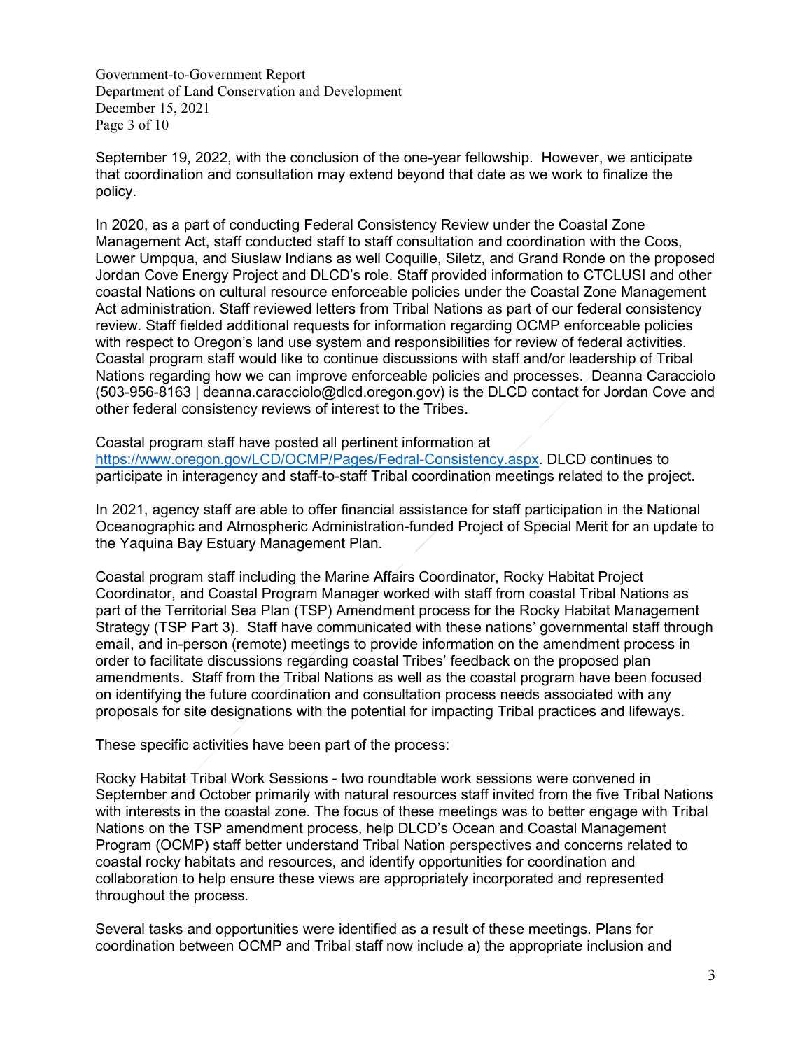September 19, 2022, with the conclusion of the one-year fellowship. However, we anticipate that coordination and consultation may extend beyond that date as we work to finalize the policy.

In 2020, as a part of conducting Federal Consistency Review under the Coastal Zone Management Act, staff conducted staff to staff consultation and coordination with the Coos, Lower Umpqua, and Siuslaw Indians as well Coquille, Siletz, and Grand Ronde on the proposed Jordan Cove Energy Project and DLCD's role. Staff provided information to CTCLUSI and other coastal Nations on cultural resource enforceable policies under the Coastal Zone Management Act administration. Staff reviewed letters from Tribal Nations as part of our federal consistency review. Staff fielded additional requests for information regarding OCMP enforceable policies with respect to Oregon's land use system and responsibilities for review of federal activities. Coastal program staff would like to continue discussions with staff and/or leadership of Tribal Nations regarding how we can improve enforceable policies and processes. Deanna Caracciolo (503-956-8163 | deanna.caracciolo@dlcd.oregon.gov) is the DLCD contact for Jordan Cove and other federal consistency reviews of interest to the Tribes.

Coastal program staff have posted all pertinent information at https://www.oregon.gov/LCD/OCMP/Pages/Fedral-Consistency.aspx. DLCD continues to participate in interagency and staff-to-staff Tribal coordination meetings related to the project.

In 2021, agency staff are able to offer financial assistance for staff participation in the National Oceanographic and Atmospheric Administration-funded Project of Special Merit for an update to the Yaquina Bay Estuary Management Plan.

Coastal program staff including the Marine Affairs Coordinator, Rocky Habitat Project Coordinator, and Coastal Program Manager worked with staff from coastal Tribal Nations as part of the Territorial Sea Plan (TSP) Amendment process for the Rocky Habitat Management Strategy (TSP Part 3). Staff have communicated with these nations' governmental staff through email, and in-person (remote) meetings to provide information on the amendment process in order to facilitate discussions regarding coastal Tribes' feedback on the proposed plan amendments. Staff from the Tribal Nations as well as the coastal program have been focused on identifying the future coordination and consultation process needs associated with any proposals for site designations with the potential for impacting Tribal practices and lifeways.

These specific activities have been part of the process:

Rocky Habitat Tribal Work Sessions - two roundtable work sessions were convened in September and October primarily with natural resources staff invited from the five Tribal Nations with interests in the coastal zone. The focus of these meetings was to better engage with Tribal Nations on the TSP amendment process, help DLCD's Ocean and Coastal Management Program (OCMP) staff better understand Tribal Nation perspectives and concerns related to coastal rocky habitats and resources, and identify opportunities for coordination and collaboration to help ensure these views are appropriately incorporated and represented throughout the process.

Several tasks and opportunities were identified as a result of these meetings. Plans for coordination between OCMP and Tribal staff now include a) the appropriate inclusion and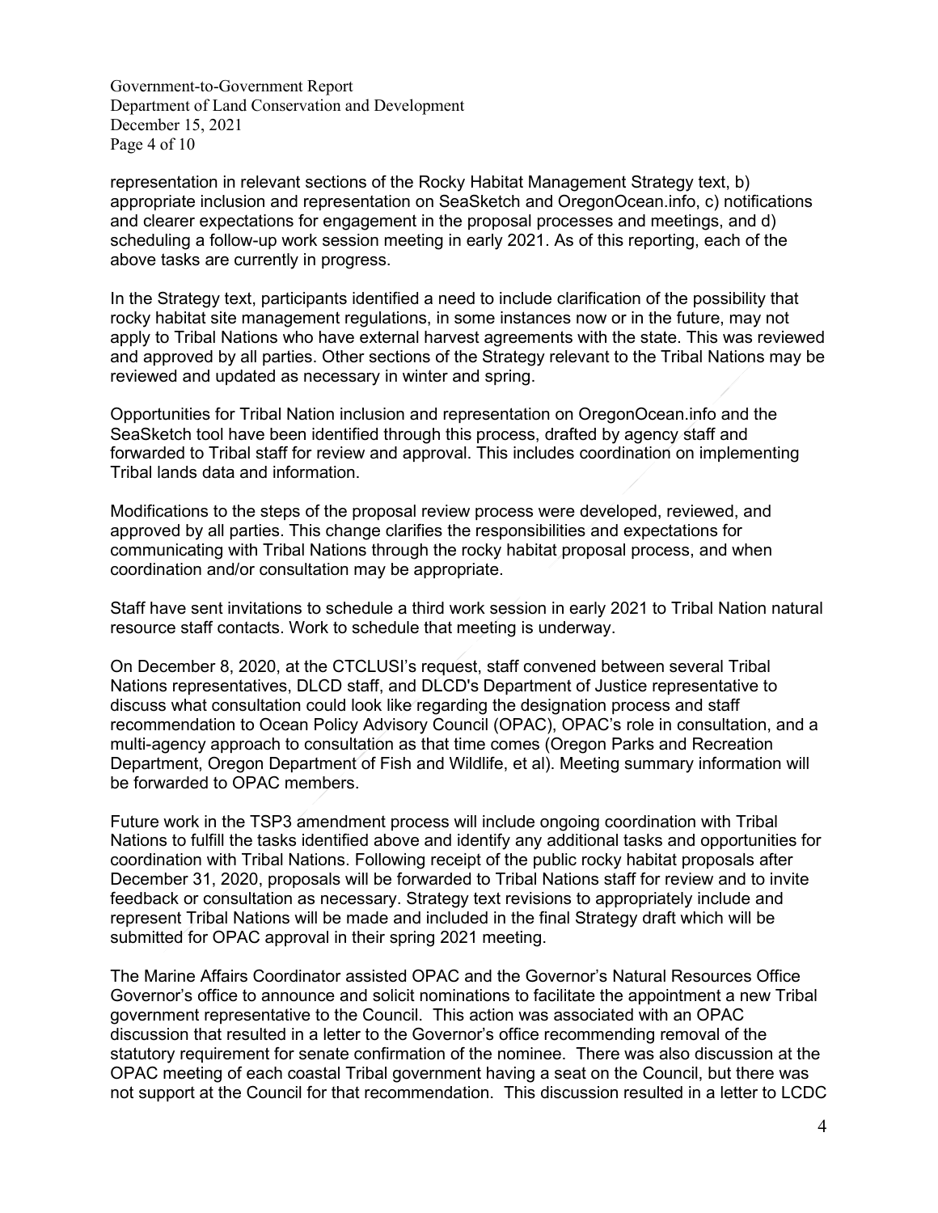representation in relevant sections of the Rocky Habitat Management Strategy text, b) appropriate inclusion and representation on SeaSketch and OregonOcean.info, c) notifications and clearer expectations for engagement in the proposal processes and meetings, and d) scheduling a follow-up work session meeting in early 2021. As of this reporting, each of the above tasks are currently in progress.

In the Strategy text, participants identified a need to include clarification of the possibility that rocky habitat site management regulations, in some instances now or in the future, may not apply to Tribal Nations who have external harvest agreements with the state. This was reviewed and approved by all parties. Other sections of the Strategy relevant to the Tribal Nations may be reviewed and updated as necessary in winter and spring.

Opportunities for Tribal Nation inclusion and representation on OregonOcean.info and the SeaSketch tool have been identified through this process, drafted by agency staff and forwarded to Tribal staff for review and approval. This includes coordination on implementing Tribal lands data and information.

Modifications to the steps of the proposal review process were developed, reviewed, and approved by all parties. This change clarifies the responsibilities and expectations for communicating with Tribal Nations through the rocky habitat proposal process, and when coordination and/or consultation may be appropriate.

Staff have sent invitations to schedule a third work session in early 2021 to Tribal Nation natural resource staff contacts. Work to schedule that meeting is underway.

On December 8, 2020, at the CTCLUSI's request, staff convened between several Tribal Nations representatives, DLCD staff, and DLCD's Department of Justice representative to discuss what consultation could look like regarding the designation process and staff recommendation to Ocean Policy Advisory Council (OPAC), OPAC's role in consultation, and a multi-agency approach to consultation as that time comes (Oregon Parks and Recreation Department, Oregon Department of Fish and Wildlife, et al). Meeting summary information will be forwarded to OPAC members.

Future work in the TSP3 amendment process will include ongoing coordination with Tribal Nations to fulfill the tasks identified above and identify any additional tasks and opportunities for coordination with Tribal Nations. Following receipt of the public rocky habitat proposals after December 31, 2020, proposals will be forwarded to Tribal Nations staff for review and to invite feedback or consultation as necessary. Strategy text revisions to appropriately include and represent Tribal Nations will be made and included in the final Strategy draft which will be submitted for OPAC approval in their spring 2021 meeting.

The Marine Affairs Coordinator assisted OPAC and the Governor's Natural Resources Office Governor's office to announce and solicit nominations to facilitate the appointment a new Tribal government representative to the Council. This action was associated with an OPAC discussion that resulted in a letter to the Governor's office recommending removal of the statutory requirement for senate confirmation of the nominee. There was also discussion at the OPAC meeting of each coastal Tribal government having a seat on the Council, but there was not support at the Council for that recommendation. This discussion resulted in a letter to LCDC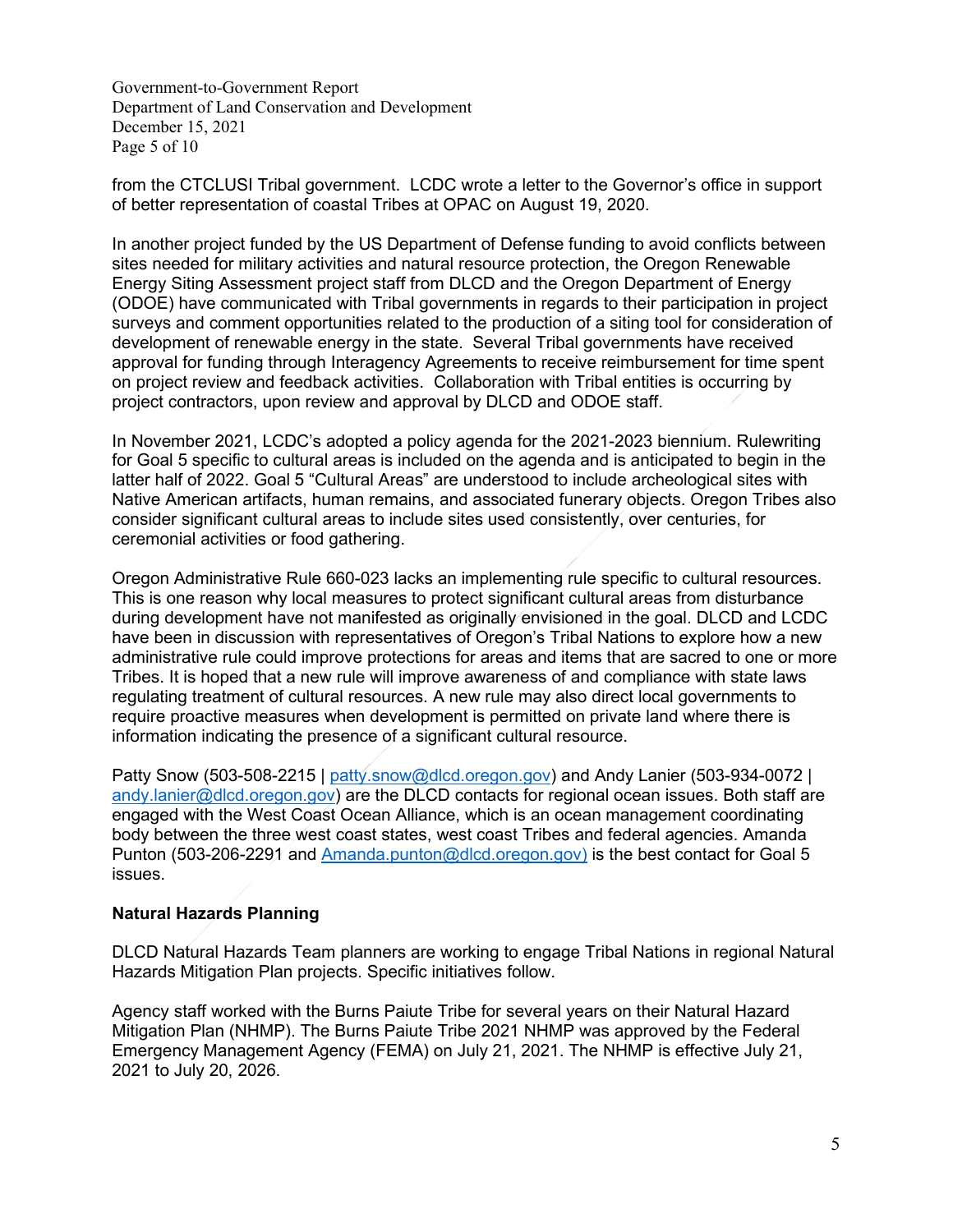from the CTCLUSI Tribal government. LCDC wrote a letter to the Governor's office in support of better representation of coastal Tribes at OPAC on August 19, 2020.

In another project funded by the US Department of Defense funding to avoid conflicts between sites needed for military activities and natural resource protection, the Oregon Renewable Energy Siting Assessment project staff from DLCD and the Oregon Department of Energy (ODOE) have communicated with Tribal governments in regards to their participation in project surveys and comment opportunities related to the production of a siting tool for consideration of development of renewable energy in the state. Several Tribal governments have received approval for funding through Interagency Agreements to receive reimbursement for time spent on project review and feedback activities. Collaboration with Tribal entities is occurring by project contractors, upon review and approval by DLCD and ODOE staff.

In November 2021, LCDC's adopted a policy agenda for the 2021-2023 biennium. Rulewriting for Goal 5 specific to cultural areas is included on the agenda and is anticipated to begin in the latter half of 2022. Goal 5 "Cultural Areas" are understood to include archeological sites with Native American artifacts, human remains, and associated funerary objects. Oregon Tribes also consider significant cultural areas to include sites used consistently, over centuries, for ceremonial activities or food gathering.

Oregon Administrative Rule 660-023 lacks an implementing rule specific to cultural resources. This is one reason why local measures to protect significant cultural areas from disturbance during development have not manifested as originally envisioned in the goal. DLCD and LCDC have been in discussion with representatives of Oregon's Tribal Nations to explore how a new administrative rule could improve protections for areas and items that are sacred to one or more Tribes. It is hoped that a new rule will improve awareness of and compliance with state laws regulating treatment of cultural resources. A new rule may also direct local governments to require proactive measures when development is permitted on private land where there is information indicating the presence of a significant cultural resource.

Patty Snow (503-508-2215 | patty.snow@dlcd.oregon.gov) and Andy Lanier (503-934-0072 | andy.lanier@dlcd.oregon.gov) are the DLCD contacts for regional ocean issues. Both staff are engaged with the West Coast Ocean Alliance, which is an ocean management coordinating body between the three west coast states, west coast Tribes and federal agencies. Amanda Punton (503-206-2291 and Amanda.punton@dlcd.oregon.gov) is the best contact for Goal 5 issues.

**Natural Hazards Planning**

DLCD Natural Hazards Team planners are working to engage Tribal Nations in regional Natural Hazards Mitigation Plan projects. Specific initiatives follow.

Agency staff worked with the Burns Paiute Tribe for several years on their Natural Hazard Mitigation Plan (NHMP). The Burns Paiute Tribe 2021 NHMP was approved by the Federal Emergency Management Agency (FEMA) on July 21, 2021. The NHMP is effective July 21, 2021 to July 20, 2026.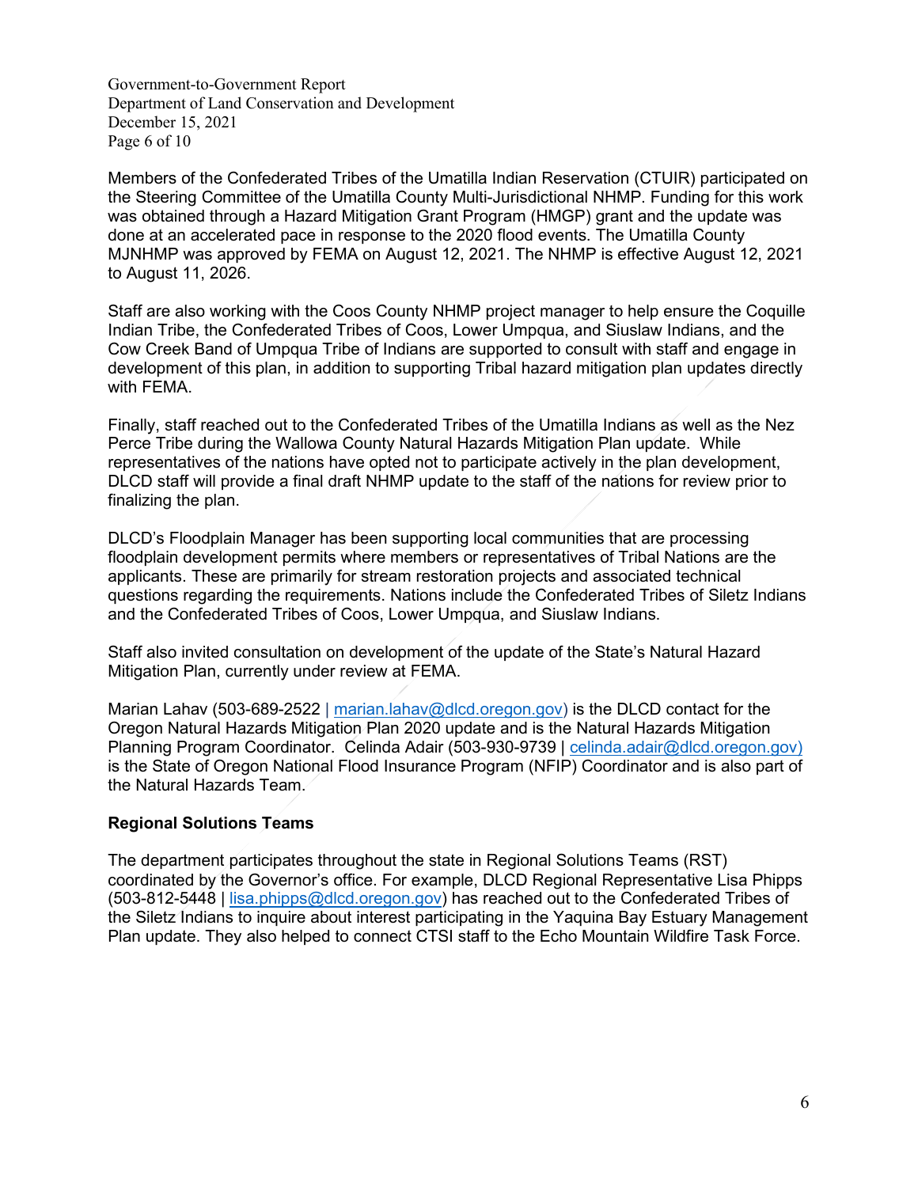Members of the Confederated Tribes of the Umatilla Indian Reservation (CTUIR) participated on the Steering Committee of the Umatilla County Multi-Jurisdictional NHMP. Funding for this work was obtained through a Hazard Mitigation Grant Program (HMGP) grant and the update was done at an accelerated pace in response to the 2020 flood events. The Umatilla County MJNHMP was approved by FEMA on August 12, 2021. The NHMP is effective August 12, 2021 to August 11, 2026.

Staff are also working with the Coos County NHMP project manager to help ensure the Coquille Indian Tribe, the Confederated Tribes of Coos, Lower Umpqua, and Siuslaw Indians, and the Cow Creek Band of Umpqua Tribe of Indians are supported to consult with staff and engage in development of this plan, in addition to supporting Tribal hazard mitigation plan updates directly with FEMA.

Finally, staff reached out to the Confederated Tribes of the Umatilla Indians as well as the Nez Perce Tribe during the Wallowa County Natural Hazards Mitigation Plan update. While representatives of the nations have opted not to participate actively in the plan development, DLCD staff will provide a final draft NHMP update to the staff of the nations for review prior to finalizing the plan.

DLCD's Floodplain Manager has been supporting local communities that are processing floodplain development permits where members or representatives of Tribal Nations are the applicants. These are primarily for stream restoration projects and associated technical questions regarding the requirements. Nations include the Confederated Tribes of Siletz Indians and the Confederated Tribes of Coos, Lower Umpqua, and Siuslaw Indians.

Staff also invited consultation on development of the update of the State's Natural Hazard Mitigation Plan, currently under review at FEMA.

Marian Lahav (503-689-2522 | marian.lahav@dlcd.oregon.gov) is the DLCD contact for the Oregon Natural Hazards Mitigation Plan 2020 update and is the Natural Hazards Mitigation Planning Program Coordinator. Celinda Adair (503-930-9739 | celinda.adair@dlcd.oregon.gov) is the State of Oregon National Flood Insurance Program (NFIP) Coordinator and is also part of the Natural Hazards Team.

**Regional Solutions Teams**

The department participates throughout the state in Regional Solutions Teams (RST) coordinated by the Governor's office. For example, DLCD Regional Representative Lisa Phipps (503-812-5448 | lisa.phipps@dlcd.oregon.gov) has reached out to the Confederated Tribes of the Siletz Indians to inquire about interest participating in the Yaquina Bay Estuary Management Plan update. They also helped to connect CTSI staff to the Echo Mountain Wildfire Task Force.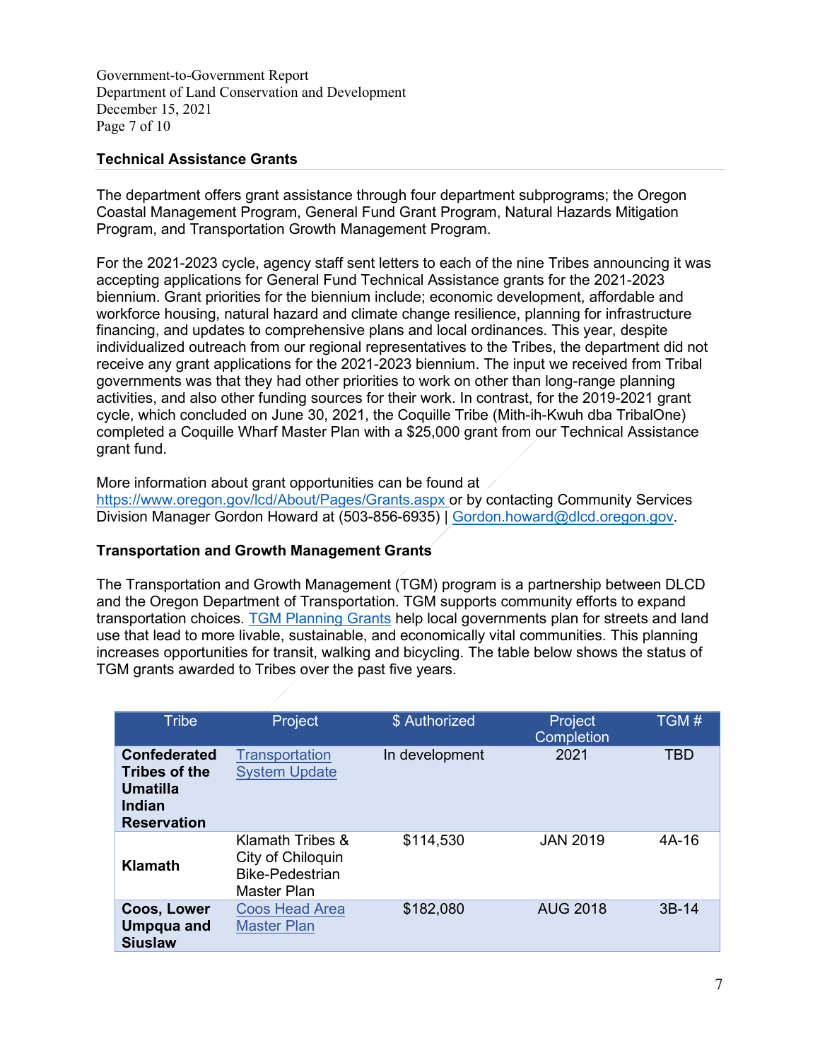### Technical Assistance Grants

The department offers grant assistance through four department subprograms; the Oregon Coastal Management Program, General Fund Grant Program, Natural Hazards Mitigation Program, and Transportation Growth Management Program.

For the 2021-2023 cycle, agency staff sent letters to each of the nine Tribes announcing it was accepting applications for General Fund Technical Assistance grants for the 2021-2023 biennium. Grant priorities for the biennium include; economic development, affordable and workforce housing, natural hazard and climate change resilience, planning for infrastructure financing, and updates to comprehensive plans and local ordinances. This year, despite individualized outreach from our regional representatives to the Tribes, the department did not receive any grant applications for the 2021-2023 biennium. The input we received from Tribal governments was that they had other priorities to work on other than long-range planning activities, and also other funding sources for their work. In contrast, for the 2019-2021 grant cycle, which concluded on June 30, 2021, the Coquille Tribe (Mith-ih-Kwuh dba TribalOne) completed a Coquille Wharf Master Plan with a $25,000 grant from our Technical Assistance grant fund.

More information about grant opportunities can be found at [https://www.oregon.gov/lcd/About/Pages/Grants.aspx](https://www.oregon.gov/lcd/About/Pages/Grants.aspx) or by contacting Community Services Division Manager Gordon Howard at (503-856-6935) | [Gordon.howard@dlcd.oregon.gov](mailto:Gordon.howard@dlcd.oregon.gov).

### Transportation and Growth Management Grants

The Transportation and Growth Management (TGM) program is a partnership between DLCD and the Oregon Department of Transportation. TGM supports community efforts to expand transportation choices. TGM Planning Grants help local governments plan for streets and land use that lead to more livable, sustainable, and economically vital communities. This planning increases opportunities for transit, walking and bicycling. The table below shows the status of TGM grants awarded to Tribes over the past five years.

| Tribe | Project | $ Authorized | Project Completion | TGM # |
|---|---|---|---|---|
| **Confederated Tribes of the Umatilla Indian Reservation** | Transportation System Update | In development | 2021 | TBD |
| **Klamath** | Klamath Tribes & City of Chiloquin Bike-Pedestrian Master Plan | $114,530 | JAN 2019 | 4A-16 |
| **Coos, Lower Umpqua and Siuslaw** | Coos Head Area Master Plan | $182,080 | AUG 2018 | 3B-14 |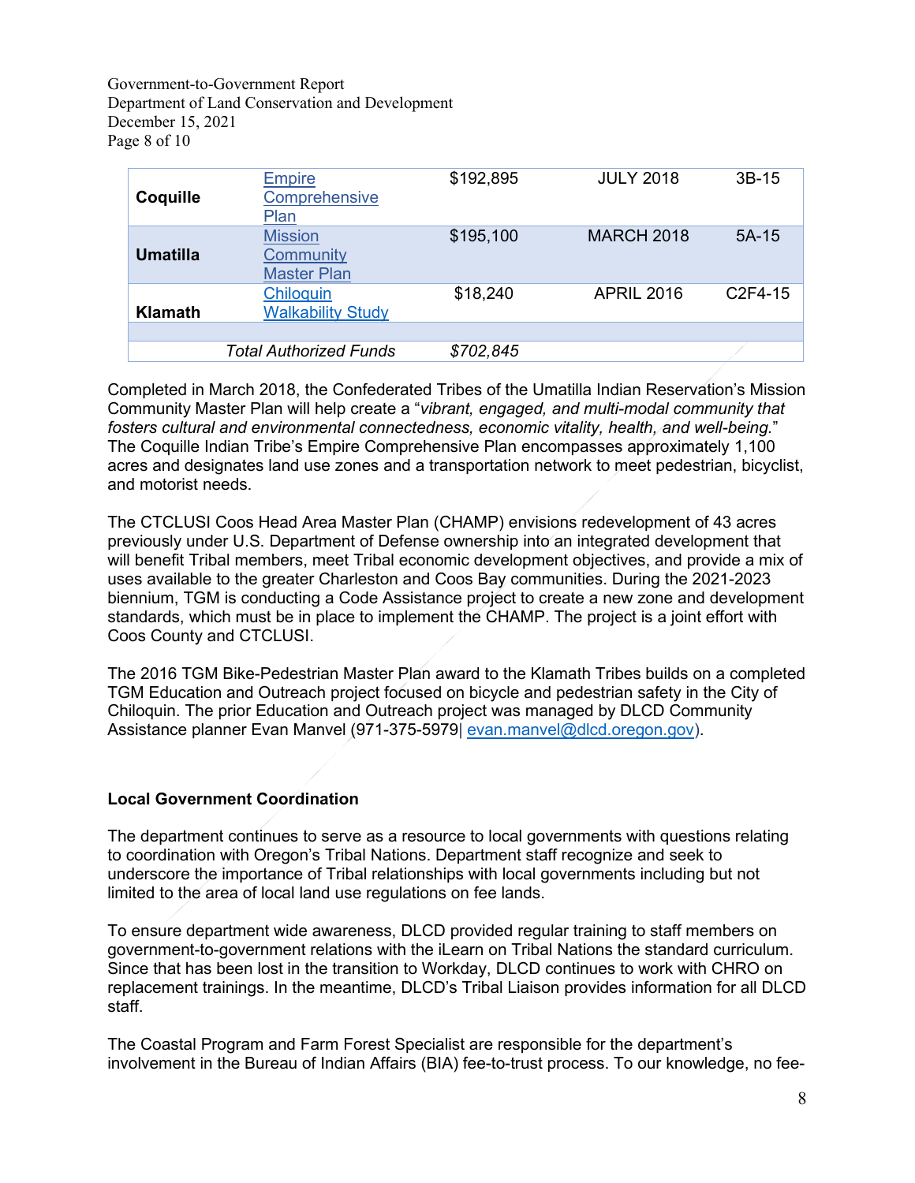| | | | | |
|---|---|---|---|---|
| **Coquille** | Empire Comprehensive Plan | $192,895 | JULY 2018 | 3B-15 |
| **Umatilla** | Mission Community Master Plan | $195,100 | MARCH 2018 | 5A-15 |
| **Klamath** | Chiloquin Walkability Study | $18,240 | APRIL 2016 | C2F4-15 |
| | | | | |
| | *Total Authorized Funds* | *$702,845* | | |

Completed in March 2018, the Confederated Tribes of the Umatilla Indian Reservation's Mission Community Master Plan will help create a "*vibrant, engaged, and multi-modal community that fosters cultural and environmental connectedness, economic vitality, health, and well-being.*" The Coquille Indian Tribe's Empire Comprehensive Plan encompasses approximately 1,100 acres and designates land use zones and a transportation network to meet pedestrian, bicyclist, and motorist needs.

The CTCLUSI Coos Head Area Master Plan (CHAMP) envisions redevelopment of 43 acres previously under U.S. Department of Defense ownership into an integrated development that will benefit Tribal members, meet Tribal economic development objectives, and provide a mix of uses available to the greater Charleston and Coos Bay communities. During the 2021-2023 biennium, TGM is conducting a Code Assistance project to create a new zone and development standards, which must be in place to implement the CHAMP. The project is a joint effort with Coos County and CTCLUSI.

The 2016 TGM Bike-Pedestrian Master Plan award to the Klamath Tribes builds on a completed TGM Education and Outreach project focused on bicycle and pedestrian safety in the City of Chiloquin. The prior Education and Outreach project was managed by DLCD Community Assistance planner Evan Manvel (971-375-5979| evan.manvel@dlcd.oregon.gov).

### Local Government Coordination

The department continues to serve as a resource to local governments with questions relating to coordination with Oregon's Tribal Nations. Department staff recognize and seek to underscore the importance of Tribal relationships with local governments including but not limited to the area of local land use regulations on fee lands.

To ensure department wide awareness, DLCD provided regular training to staff members on government-to-government relations with the iLearn on Tribal Nations the standard curriculum. Since that has been lost in the transition to Workday, DLCD continues to work with CHRO on replacement trainings. In the meantime, DLCD's Tribal Liaison provides information for all DLCD staff.

The Coastal Program and Farm Forest Specialist are responsible for the department's involvement in the Bureau of Indian Affairs (BIA) fee-to-trust process. To our knowledge, no fee-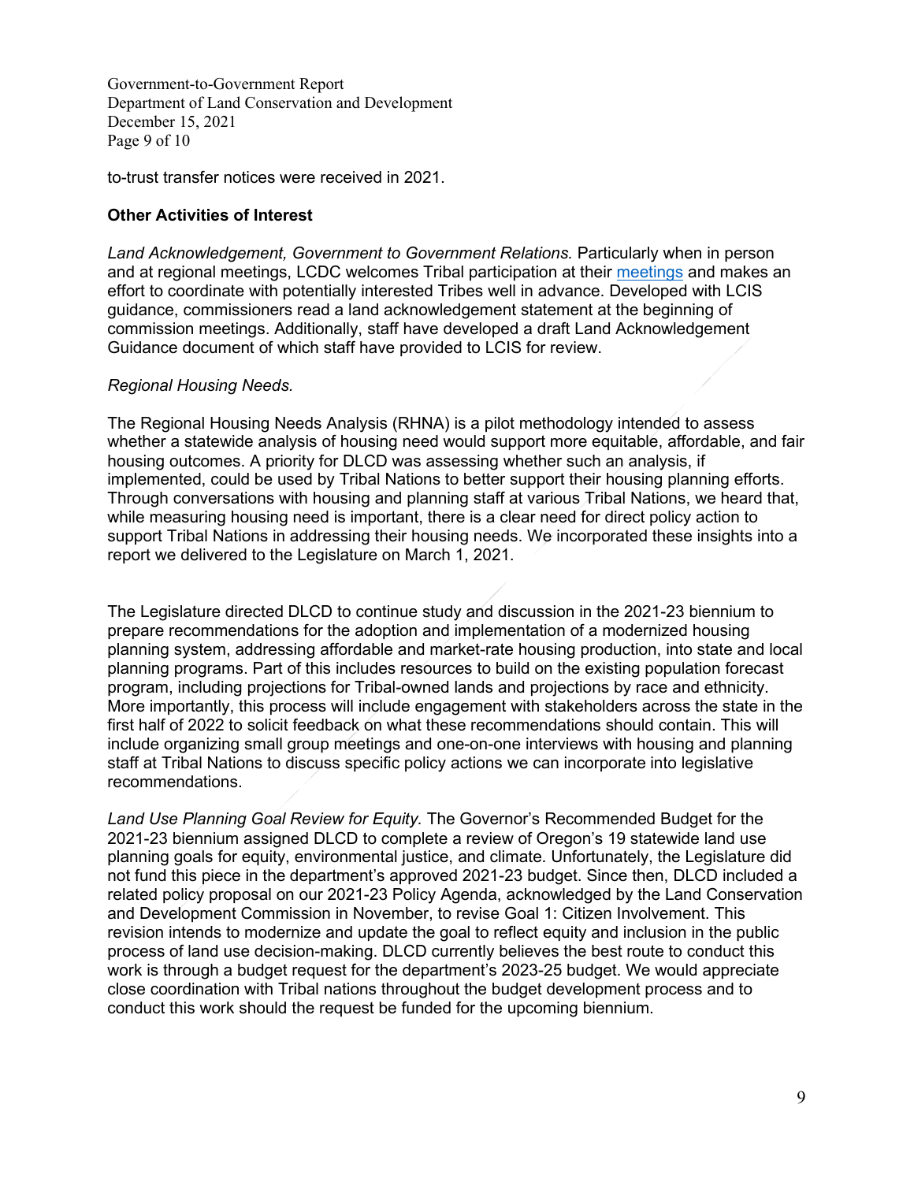to-trust transfer notices were received in 2021.

**Other Activities of Interest**

*Land Acknowledgement, Government to Government Relations.* Particularly when in person and at regional meetings, LCDC welcomes Tribal participation at their meetings and makes an effort to coordinate with potentially interested Tribes well in advance. Developed with LCIS guidance, commissioners read a land acknowledgement statement at the beginning of commission meetings. Additionally, staff have developed a draft Land Acknowledgement Guidance document of which staff have provided to LCIS for review.

*Regional Housing Needs.*

The Regional Housing Needs Analysis (RHNA) is a pilot methodology intended to assess whether a statewide analysis of housing need would support more equitable, affordable, and fair housing outcomes. A priority for DLCD was assessing whether such an analysis, if implemented, could be used by Tribal Nations to better support their housing planning efforts. Through conversations with housing and planning staff at various Tribal Nations, we heard that, while measuring housing need is important, there is a clear need for direct policy action to support Tribal Nations in addressing their housing needs. We incorporated these insights into a report we delivered to the Legislature on March 1, 2021.

The Legislature directed DLCD to continue study and discussion in the 2021-23 biennium to prepare recommendations for the adoption and implementation of a modernized housing planning system, addressing affordable and market-rate housing production, into state and local planning programs. Part of this includes resources to build on the existing population forecast program, including projections for Tribal-owned lands and projections by race and ethnicity. More importantly, this process will include engagement with stakeholders across the state in the first half of 2022 to solicit feedback on what these recommendations should contain. This will include organizing small group meetings and one-on-one interviews with housing and planning staff at Tribal Nations to discuss specific policy actions we can incorporate into legislative recommendations.

*Land Use Planning Goal Review for Equity.* The Governor's Recommended Budget for the 2021-23 biennium assigned DLCD to complete a review of Oregon's 19 statewide land use planning goals for equity, environmental justice, and climate. Unfortunately, the Legislature did not fund this piece in the department's approved 2021-23 budget. Since then, DLCD included a related policy proposal on our 2021-23 Policy Agenda, acknowledged by the Land Conservation and Development Commission in November, to revise Goal 1: Citizen Involvement. This revision intends to modernize and update the goal to reflect equity and inclusion in the public process of land use decision-making. DLCD currently believes the best route to conduct this work is through a budget request for the department's 2023-25 budget. We would appreciate close coordination with Tribal nations throughout the budget development process and to conduct this work should the request be funded for the upcoming biennium.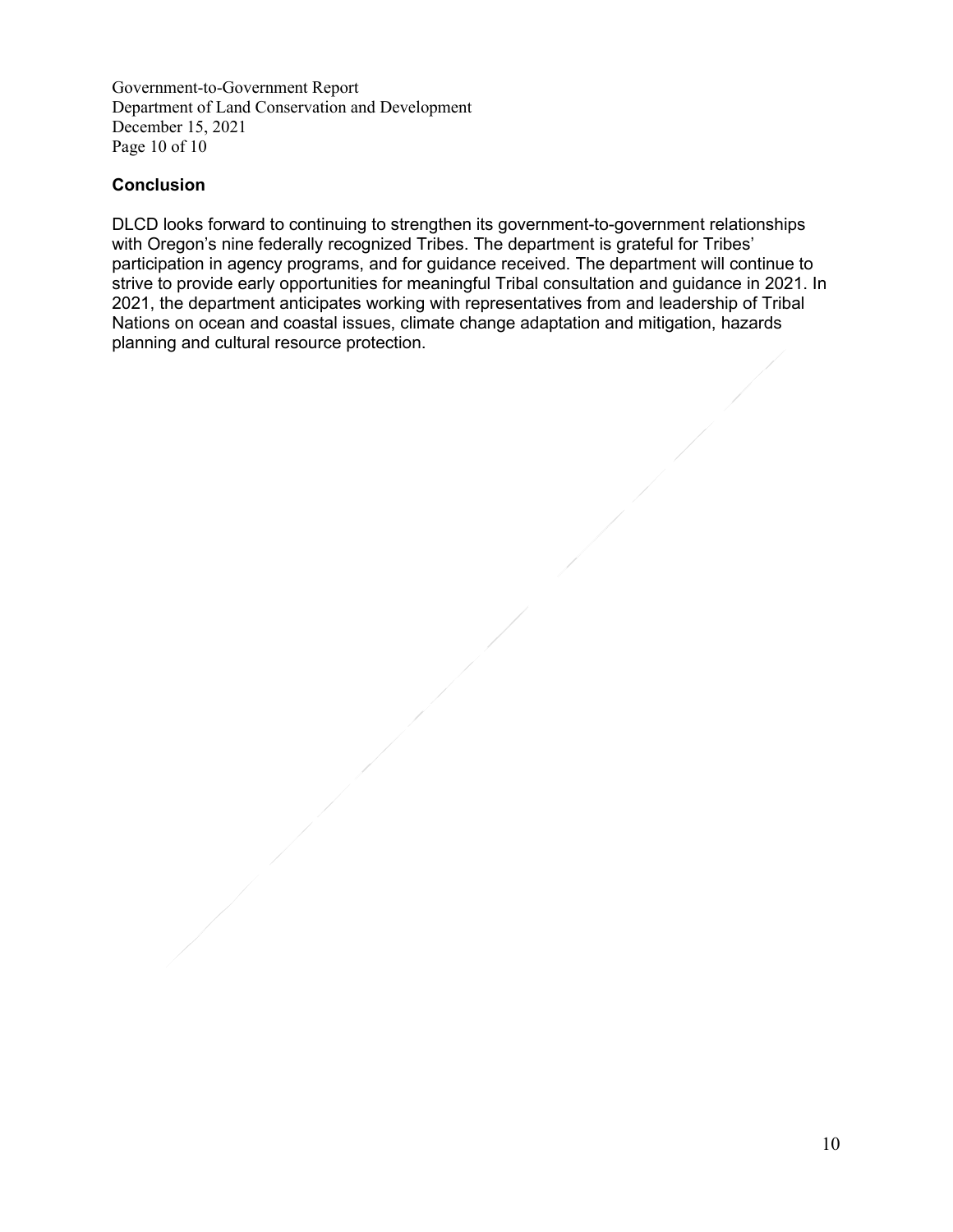## Conclusion

DLCD looks forward to continuing to strengthen its government-to-government relationships with Oregon's nine federally recognized Tribes. The department is grateful for Tribes' participation in agency programs, and for guidance received. The department will continue to strive to provide early opportunities for meaningful Tribal consultation and guidance in 2021. In 2021, the department anticipates working with representatives from and leadership of Tribal Nations on ocean and coastal issues, climate change adaptation and mitigation, hazards planning and cultural resource protection.